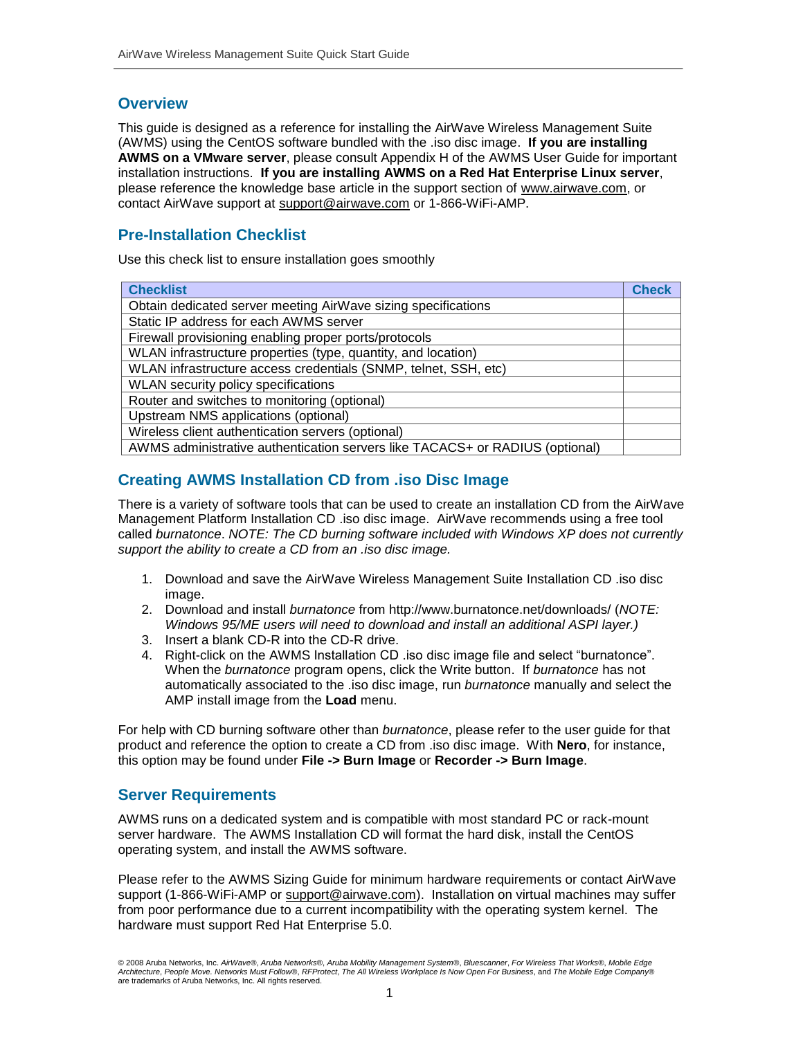## Overview

This guide is designed as a reference for installing the AirWave Wireless Management Suite (AWMS) using the CentOS software bundled with the .iso disc image. **If you are installing AWMS on a VMware server**, please consult Appendix H of the AWMS User Guide for important installation instructions. **If you are installing AWMS on a Red Hat Enterprise Linux server**, please reference the knowledge base article in the support section of www.airwave.com, or contact AirWave support at support@airwave.com or 1-866-WiFi-AMP.

## Pre-Installation Checklist

Use this check list to ensure installation goes smoothly

| Checklist | Check |
|---|---|
| Obtain dedicated server meeting AirWave sizing specifications | |
| Static IP address for each AWMS server | |
| Firewall provisioning enabling proper ports/protocols | |
| WLAN infrastructure properties (type, quantity, and location) | |
| WLAN infrastructure access credentials (SNMP, telnet, SSH, etc) | |
| WLAN security policy specifications | |
| Router and switches to monitoring (optional) | |
| Upstream NMS applications (optional) | |
| Wireless client authentication servers (optional) | |
| AWMS administrative authentication servers like TACACS+ or RADIUS (optional) | |

## Creating AWMS Installation CD from .iso Disc Image

There is a variety of software tools that can be used to create an installation CD from the AirWave Management Platform Installation CD .iso disc image. AirWave recommends using a free tool called *burnatonce*. *NOTE: The CD burning software included with Windows XP does not currently support the ability to create a CD from an .iso disc image.*

1. Download and save the AirWave Wireless Management Suite Installation CD .iso disc image.
2. Download and install *burnatonce* from http://www.burnatonce.net/downloads/ (*NOTE: Windows 95/ME users will need to download and install an additional ASPI layer.)*
3. Insert a blank CD-R into the CD-R drive.
4. Right-click on the AWMS Installation CD .iso disc image file and select "burnatonce". When the *burnatonce* program opens, click the Write button. If *burnatonce* has not automatically associated to the .iso disc image, run *burnatonce* manually and select the AMP install image from the **Load** menu.

For help with CD burning software other than *burnatonce*, please refer to the user guide for that product and reference the option to create a CD from .iso disc image. With **Nero**, for instance, this option may be found under **File -> Burn Image** or **Recorder -> Burn Image**.

## Server Requirements

AWMS runs on a dedicated system and is compatible with most standard PC or rack-mount server hardware. The AWMS Installation CD will format the hard disk, install the CentOS operating system, and install the AWMS software.

Please refer to the AWMS Sizing Guide for minimum hardware requirements or contact AirWave support (1-866-WiFi-AMP or support@airwave.com). Installation on virtual machines may suffer from poor performance due to a current incompatibility with the operating system kernel. The hardware must support Red Hat Enterprise 5.0.

© 2008 Aruba Networks, Inc. *AirWave®*, *Aruba Networks®*, *Aruba Mobility Management System®*, *Bluescanner*, *For Wireless That Works®*, *Mobile Edge Architecture*, *People Move. Networks Must Follow®*, *RFProtect*, *The All Wireless Workplace Is Now Open For Business*, and *The Mobile Edge Company®* are trademarks of Aruba Networks, Inc. All rights reserved.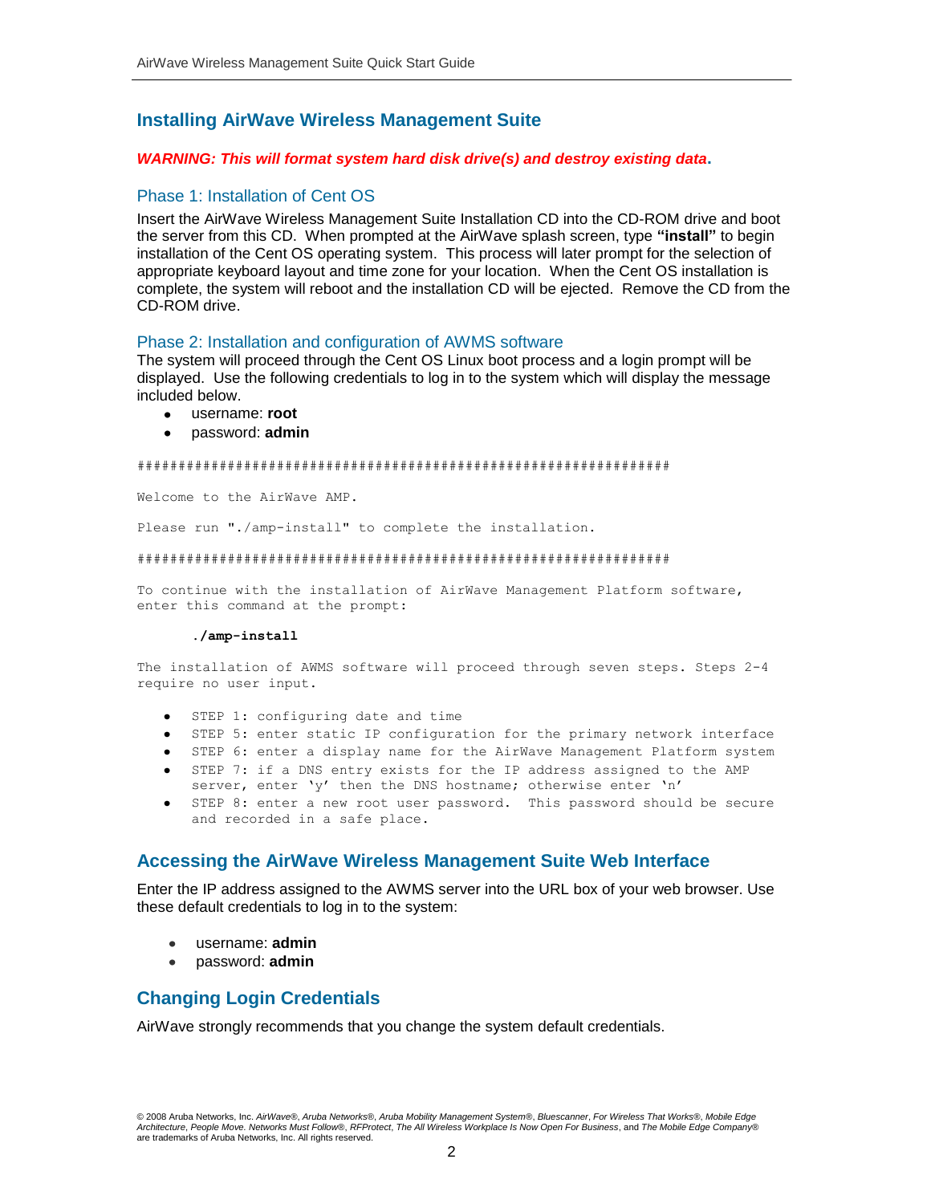## Installing AirWave Wireless Management Suite

***WARNING: This will format system hard disk drive(s) and destroy existing data.***

### Phase 1: Installation of Cent OS

Insert the AirWave Wireless Management Suite Installation CD into the CD-ROM drive and boot the server from this CD. When prompted at the AirWave splash screen, type **"install"** to begin installation of the Cent OS operating system. This process will later prompt for the selection of appropriate keyboard layout and time zone for your location. When the Cent OS installation is complete, the system will reboot and the installation CD will be ejected. Remove the CD from the CD-ROM drive.

### Phase 2: Installation and configuration of AWMS software

The system will proceed through the Cent OS Linux boot process and a login prompt will be displayed. Use the following credentials to log in to the system which will display the message included below.

- username: **root**
- password: **admin**

```
################################################################

Welcome to the AirWave AMP.

Please run "./amp-install" to complete the installation.

################################################################
```

To continue with the installation of AirWave Management Platform software, enter this command at the prompt:

```
./amp-install
```

The installation of AWMS software will proceed through seven steps. Steps 2-4 require no user input.

- STEP 1: configuring date and time
- STEP 5: enter static IP configuration for the primary network interface
- STEP 6: enter a display name for the AirWave Management Platform system
- STEP 7: if a DNS entry exists for the IP address assigned to the AMP server, enter 'y' then the DNS hostname; otherwise enter 'n'
- STEP 8: enter a new root user password. This password should be secure and recorded in a safe place.

## Accessing the AirWave Wireless Management Suite Web Interface

Enter the IP address assigned to the AWMS server into the URL box of your web browser. Use these default credentials to log in to the system:

- username: **admin**
- password: **admin**

## Changing Login Credentials

AirWave strongly recommends that you change the system default credentials.

© 2008 Aruba Networks, Inc. *AirWave®*, *Aruba Networks®*, *Aruba Mobility Management System®*, *Bluescanner*, *For Wireless That Works®*, *Mobile Edge Architecture*, *People Move. Networks Must Follow®*, *RFProtect*, *The All Wireless Workplace Is Now Open For Business*, and *The Mobile Edge Company®* are trademarks of Aruba Networks, Inc. All rights reserved.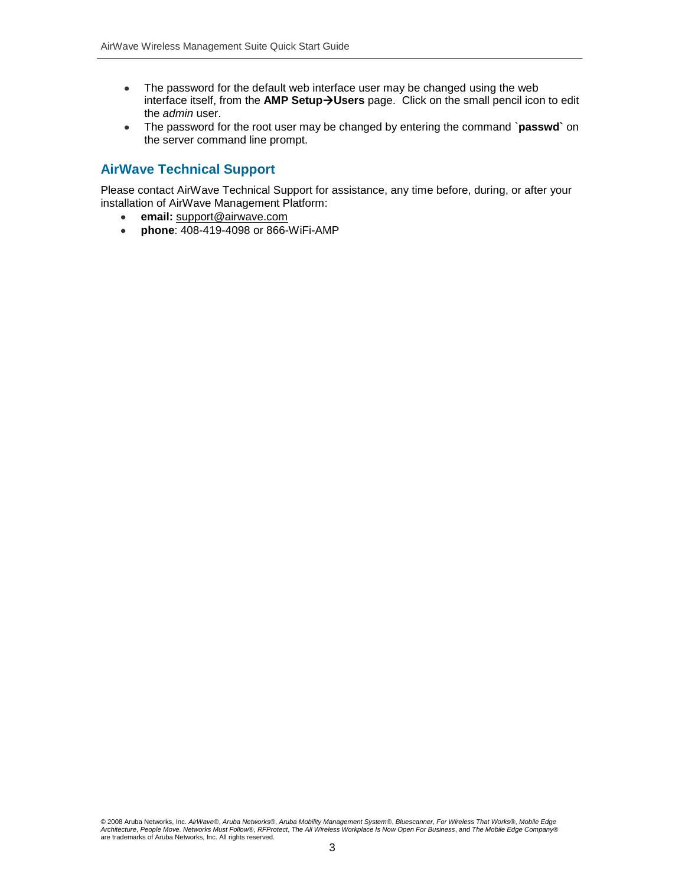- The password for the default web interface user may be changed using the web interface itself, from the **AMP Setup→Users** page. Click on the small pencil icon to edit the *admin* user.
- The password for the root user may be changed by entering the command `` `passwd` `` on the server command line prompt.

## AirWave Technical Support

Please contact AirWave Technical Support for assistance, any time before, during, or after your installation of AirWave Management Platform:

- **email:** support@airwave.com
- **phone**: 408-419-4098 or 866-WiFi-AMP

© 2008 Aruba Networks, Inc. *AirWave®*, *Aruba Networks®*, *Aruba Mobility Management System®*, *Bluescanner*, *For Wireless That Works®*, *Mobile Edge Architecture*, *People Move. Networks Must Follow®*, *RFProtect*, *The All Wireless Workplace Is Now Open For Business*, and *The Mobile Edge Company®* are trademarks of Aruba Networks, Inc. All rights reserved.